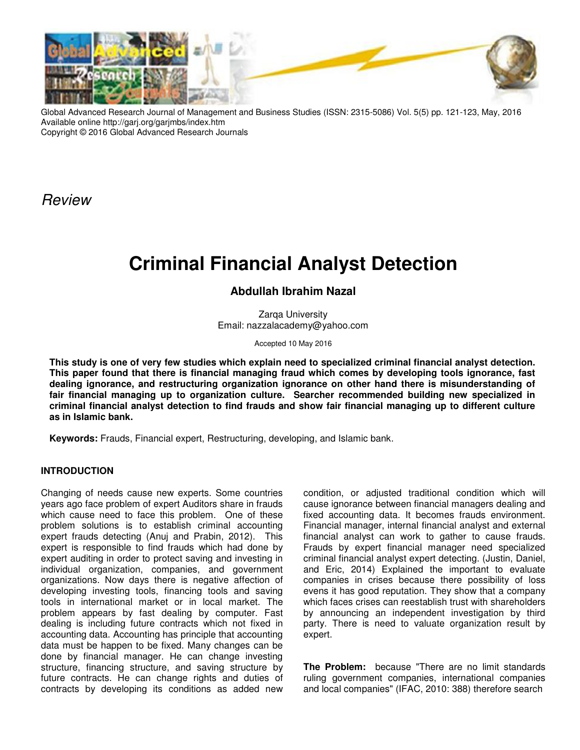*Review*

# Criminal Financial Analyst Detection

## Abdullah Ibrahim Nazal

Zarqa University
Email: nazzalacademy@yahoo.com

Accepted 10 May 2016

**This study is one of very few studies which explain need to specialized criminal financial analyst detection. This paper found that there is financial managing fraud which comes by developing tools ignorance, fast dealing ignorance, and restructuring organization ignorance on other hand there is misunderstanding of fair financial managing up to organization culture. Searcher recommended building new specialized in criminal financial analyst detection to find frauds and show fair financial managing up to different culture as in Islamic bank.**

**Keywords:** Frauds, Financial expert, Restructuring, developing, and Islamic bank.

### INTRODUCTION

Changing of needs cause new experts. Some countries years ago face problem of expert Auditors share in frauds which cause need to face this problem. One of these problem solutions is to establish criminal accounting expert frauds detecting (Anuj and Prabin, 2012). This expert is responsible to find frauds which had done by expert auditing in order to protect saving and investing in individual organization, companies, and government organizations. Now days there is negative affection of developing investing tools, financing tools and saving tools in international market or in local market. The problem appears by fast dealing by computer. Fast dealing is including future contracts which not fixed in accounting data. Accounting has principle that accounting data must be happen to be fixed. Many changes can be done by financial manager. He can change investing structure, financing structure, and saving structure by future contracts. He can change rights and duties of contracts by developing its conditions as added new condition, or adjusted traditional condition which will cause ignorance between financial managers dealing and fixed accounting data. It becomes frauds environment. Financial manager, internal financial analyst and external financial analyst can work to gather to cause frauds. Frauds by expert financial manager need specialized criminal financial analyst expert detecting. (Justin, Daniel, and Eric, 2014) Explained the important to evaluate companies in crises because there possibility of loss evens it has good reputation. They show that a company which faces crises can reestablish trust with shareholders by announcing an independent investigation by third party. There is need to valuate organization result by expert.

**The Problem:** because "There are no limit standards ruling government companies, international companies and local companies" (IFAC, 2010: 388) therefore search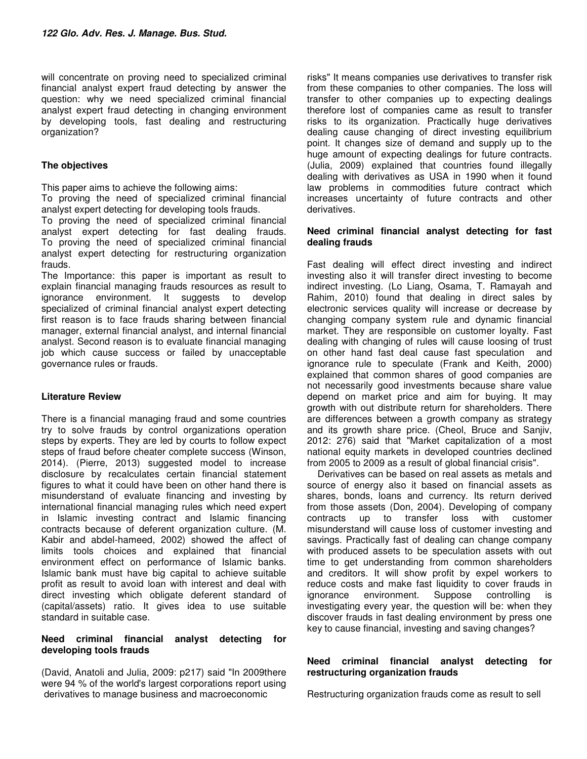will concentrate on proving need to specialized criminal financial analyst expert fraud detecting by answer the question: why we need specialized criminal financial analyst expert fraud detecting in changing environment by developing tools, fast dealing and restructuring organization?

## The objectives

This paper aims to achieve the following aims:

To proving the need of specialized criminal financial analyst expert detecting for developing tools frauds.

To proving the need of specialized criminal financial analyst expert detecting for fast dealing frauds. To proving the need of specialized criminal financial analyst expert detecting for restructuring organization frauds.

The Importance: this paper is important as result to explain financial managing frauds resources as result to ignorance environment. It suggests to develop specialized of criminal financial analyst expert detecting first reason is to face frauds sharing between financial manager, external financial analyst, and internal financial analyst. Second reason is to evaluate financial managing job which cause success or failed by unacceptable governance rules or frauds.

## Literature Review

There is a financial managing fraud and some countries try to solve frauds by control organizations operation steps by experts. They are led by courts to follow expect steps of fraud before cheater complete success (Winson, 2014). (Pierre, 2013) suggested model to increase disclosure by recalculates certain financial statement figures to what it could have been on other hand there is misunderstand of evaluate financing and investing by international financial managing rules which need expert in Islamic investing contract and Islamic financing contracts because of deferent organization culture. (M. Kabir and abdel-hameed, 2002) showed the affect of limits tools choices and explained that financial environment effect on performance of Islamic banks. Islamic bank must have big capital to achieve suitable profit as result to avoid loan with interest and deal with direct investing which obligate deferent standard of (capital/assets) ratio. It gives idea to use suitable standard in suitable case.

### Need criminal financial analyst detecting for developing tools frauds

(David, Anatoli and Julia, 2009: p217) said "In 2009there were 94 % of the world's largest corporations report using derivatives to manage business and macroeconomic risks" It means companies use derivatives to transfer risk from these companies to other companies. The loss will transfer to other companies up to expecting dealings therefore lost of companies came as result to transfer risks to its organization. Practically huge derivatives dealing cause changing of direct investing equilibrium point. It changes size of demand and supply up to the huge amount of expecting dealings for future contracts. (Julia, 2009) explained that countries found illegally dealing with derivatives as USA in 1990 when it found law problems in commodities future contract which increases uncertainty of future contracts and other derivatives.

### Need criminal financial analyst detecting for fast dealing frauds

Fast dealing will effect direct investing and indirect investing also it will transfer direct investing to become indirect investing. (Lo Liang, Osama, T. Ramayah and Rahim, 2010) found that dealing in direct sales by electronic services quality will increase or decrease by changing company system rule and dynamic financial market. They are responsible on customer loyalty. Fast dealing with changing of rules will cause loosing of trust on other hand fast deal cause fast speculation and ignorance rule to speculate (Frank and Keith, 2000) explained that common shares of good companies are not necessarily good investments because share value depend on market price and aim for buying. It may growth with out distribute return for shareholders. There are differences between a growth company as strategy and its growth share price. (Cheol, Bruce and Sanjiv, 2012: 276) said that "Market capitalization of a most national equity markets in developed countries declined from 2005 to 2009 as a result of global financial crisis".

Derivatives can be based on real assets as metals and source of energy also it based on financial assets as shares, bonds, loans and currency. Its return derived from those assets (Don, 2004). Developing of company contracts up to transfer loss with customer misunderstand will cause loss of customer investing and savings. Practically fast of dealing can change company with produced assets to be speculation assets with out time to get understanding from common shareholders and creditors. It will show profit by expel workers to reduce costs and make fast liquidity to cover frauds in ignorance environment. Suppose controlling is investigating every year, the question will be: when they discover frauds in fast dealing environment by press one key to cause financial, investing and saving changes?

### Need criminal financial analyst detecting for restructuring organization frauds

Restructuring organization frauds come as result to sell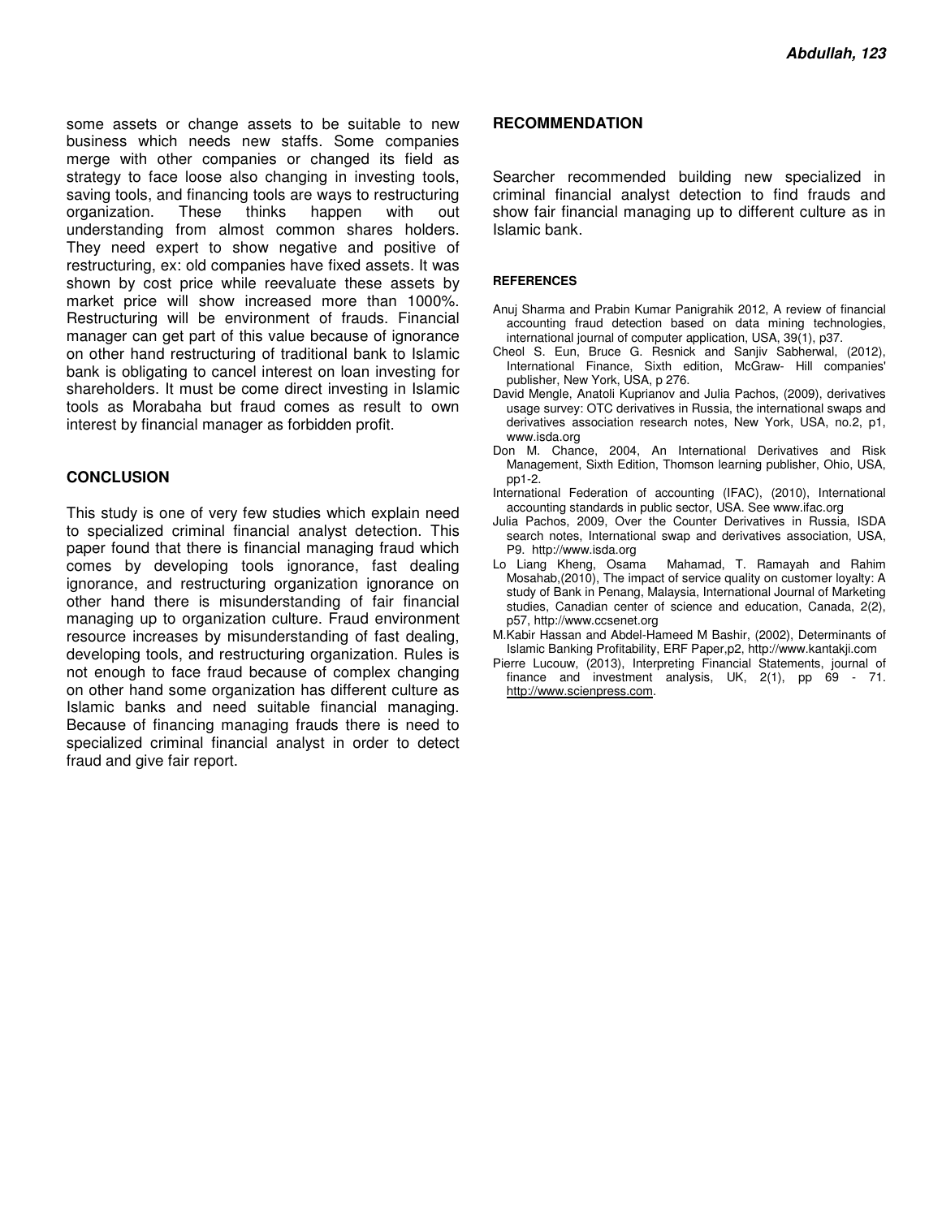some assets or change assets to be suitable to new business which needs new staffs. Some companies merge with other companies or changed its field as strategy to face loose also changing in investing tools, saving tools, and financing tools are ways to restructuring organization. These thinks happen with out understanding from almost common shares holders. They need expert to show negative and positive of restructuring, ex: old companies have fixed assets. It was shown by cost price while reevaluate these assets by market price will show increased more than 1000%. Restructuring will be environment of frauds. Financial manager can get part of this value because of ignorance on other hand restructuring of traditional bank to Islamic bank is obligating to cancel interest on loan investing for shareholders. It must be come direct investing in Islamic tools as Morabaha but fraud comes as result to own interest by financial manager as forbidden profit.

## CONCLUSION

This study is one of very few studies which explain need to specialized criminal financial analyst detection. This paper found that there is financial managing fraud which comes by developing tools ignorance, fast dealing ignorance, and restructuring organization ignorance on other hand there is misunderstanding of fair financial managing up to organization culture. Fraud environment resource increases by misunderstanding of fast dealing, developing tools, and restructuring organization. Rules is not enough to face fraud because of complex changing on other hand some organization has different culture as Islamic banks and need suitable financial managing. Because of financing managing frauds there is need to specialized criminal financial analyst in order to detect fraud and give fair report.

## RECOMMENDATION

Searcher recommended building new specialized in criminal financial analyst detection to find frauds and show fair financial managing up to different culture as in Islamic bank.

## REFERENCES

Anuj Sharma and Prabin Kumar Panigrahik 2012, A review of financial accounting fraud detection based on data mining technologies, international journal of computer application, USA, 39(1), p37.

Cheol S. Eun, Bruce G. Resnick and Sanjiv Sabherwal, (2012), International Finance, Sixth edition, McGraw- Hill companies' publisher, New York, USA, p 276.

David Mengle, Anatoli Kuprianov and Julia Pachos, (2009), derivatives usage survey: OTC derivatives in Russia, the international swaps and derivatives association research notes, New York, USA, no.2, p1, www.isda.org

Don M. Chance, 2004, An International Derivatives and Risk Management, Sixth Edition, Thomson learning publisher, Ohio, USA, pp1-2.

International Federation of accounting (IFAC), (2010), International accounting standards in public sector, USA. See www.ifac.org

Julia Pachos, 2009, Over the Counter Derivatives in Russia, ISDA search notes, International swap and derivatives association, USA, P9. http://www.isda.org

Lo Liang Kheng, Osama Mahamad, T. Ramayah and Rahim Mosahab,(2010), The impact of service quality on customer loyalty: A study of Bank in Penang, Malaysia, International Journal of Marketing studies, Canadian center of science and education, Canada, 2(2), p57, http://www.ccsenet.org

M.Kabir Hassan and Abdel-Hameed M Bashir, (2002), Determinants of Islamic Banking Profitability, ERF Paper,p2, http://www.kantakji.com

Pierre Lucouw, (2013), Interpreting Financial Statements, journal of finance and investment analysis, UK, 2(1), pp 69 - 71. http://www.scienpress.com.